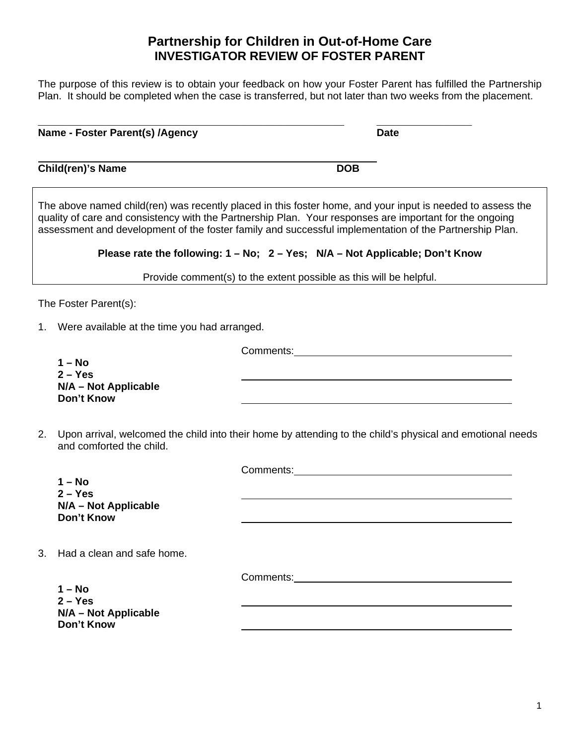# Partnership for Children in Out-of-Home Care
## INVESTIGATOR REVIEW OF FOSTER PARENT

The purpose of this review is to obtain your feedback on how your Foster Parent has fulfilled the Partnership Plan. It should be completed when the case is transferred, but not later than two weeks from the placement.

**Name - Foster Parent(s) /Agency** ______________________ **Date** __________

**Child(ren)'s Name** ______________________ **DOB** __________

The above named child(ren) was recently placed in this foster home, and your input is needed to assess the quality of care and consistency with the Partnership Plan. Your responses are important for the ongoing assessment and development of the foster family and successful implementation of the Partnership Plan.

**Please rate the following: 1 – No; 2 – Yes; N/A – Not Applicable; Don't Know**

Provide comment(s) to the extent possible as this will be helpful.

The Foster Parent(s):

1. Were available at the time you had arranged.

   **1 – No**
   **2 – Yes**
   **N/A – Not Applicable**
   **Don't Know**

   Comments: ______________________

2. Upon arrival, welcomed the child into their home by attending to the child's physical and emotional needs and comforted the child.

   **1 – No**
   **2 – Yes**
   **N/A – Not Applicable**
   **Don't Know**

   Comments: ______________________

3. Had a clean and safe home.

   **1 – No**
   **2 – Yes**
   **N/A – Not Applicable**
   **Don't Know**

   Comments: ______________________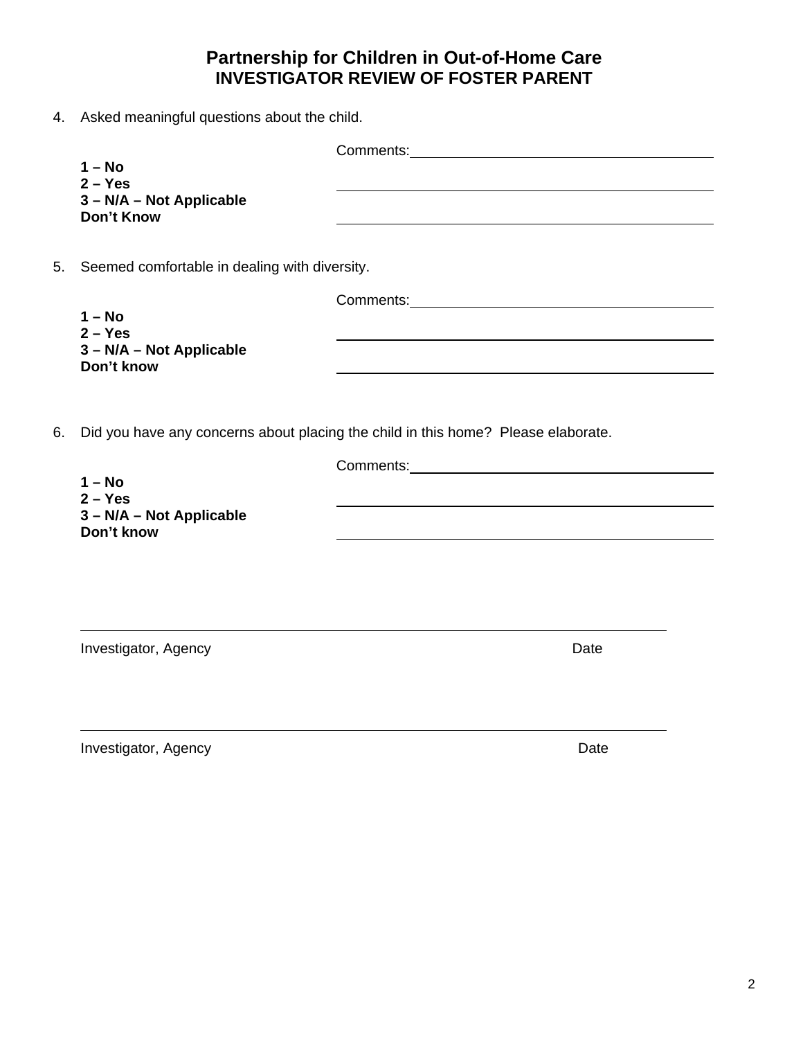## Partnership for Children in Out-of-Home Care
## INVESTIGATOR REVIEW OF FOSTER PARENT

4. Asked meaningful questions about the child.

**1 – No**
**2 – Yes**
**3 – N/A – Not Applicable**
**Don't Know**

Comments: ______________________________________

______________________________________

______________________________________

5. Seemed comfortable in dealing with diversity.

**1 – No**
**2 – Yes**
**3 – N/A – Not Applicable**
**Don't know**

Comments: ______________________________________

______________________________________

______________________________________

6. Did you have any concerns about placing the child in this home? Please elaborate.

**1 – No**
**2 – Yes**
**3 – N/A – Not Applicable**
**Don't know**

Comments: ______________________________________

______________________________________

______________________________________

______________________________________

Investigator, Agency Date

______________________________________

Investigator, Agency Date